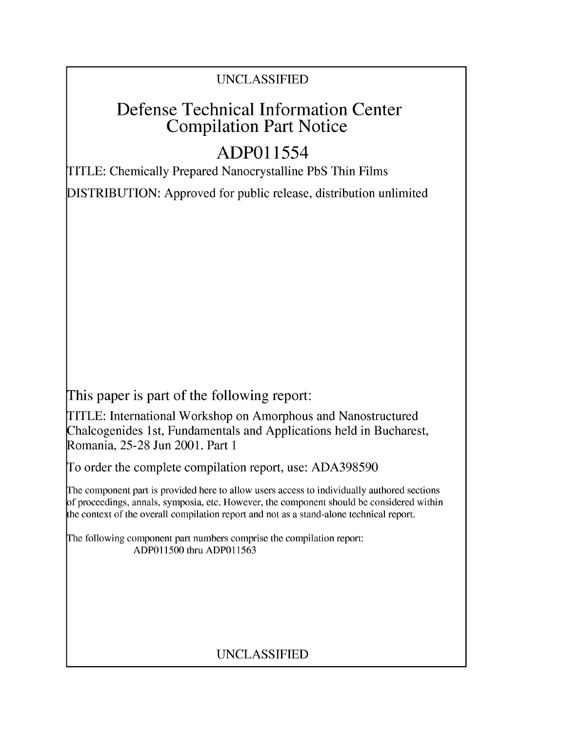UNCLASSIFIED

# Defense Technical Information Center Compilation Part Notice

# ADP011554

TITLE: Chemically Prepared Nanocrystalline PbS Thin Films

DISTRIBUTION: Approved for public release, distribution unlimited

This paper is part of the following report:

TITLE: International Workshop on Amorphous and Nanostructured Chalcogenides 1st, Fundamentals and Applications held in Bucharest, Romania, 25-28 Jun 2001. Part 1

To order the complete compilation report, use: ADA398590

The component part is provided here to allow users access to individually authored sections of proceedings, annals, symposia, etc. However, the component should be considered within the context of the overall compilation report and not as a stand-alone technical report.

The following component part numbers comprise the compilation report:
ADP011500 thru ADP011563

UNCLASSIFIED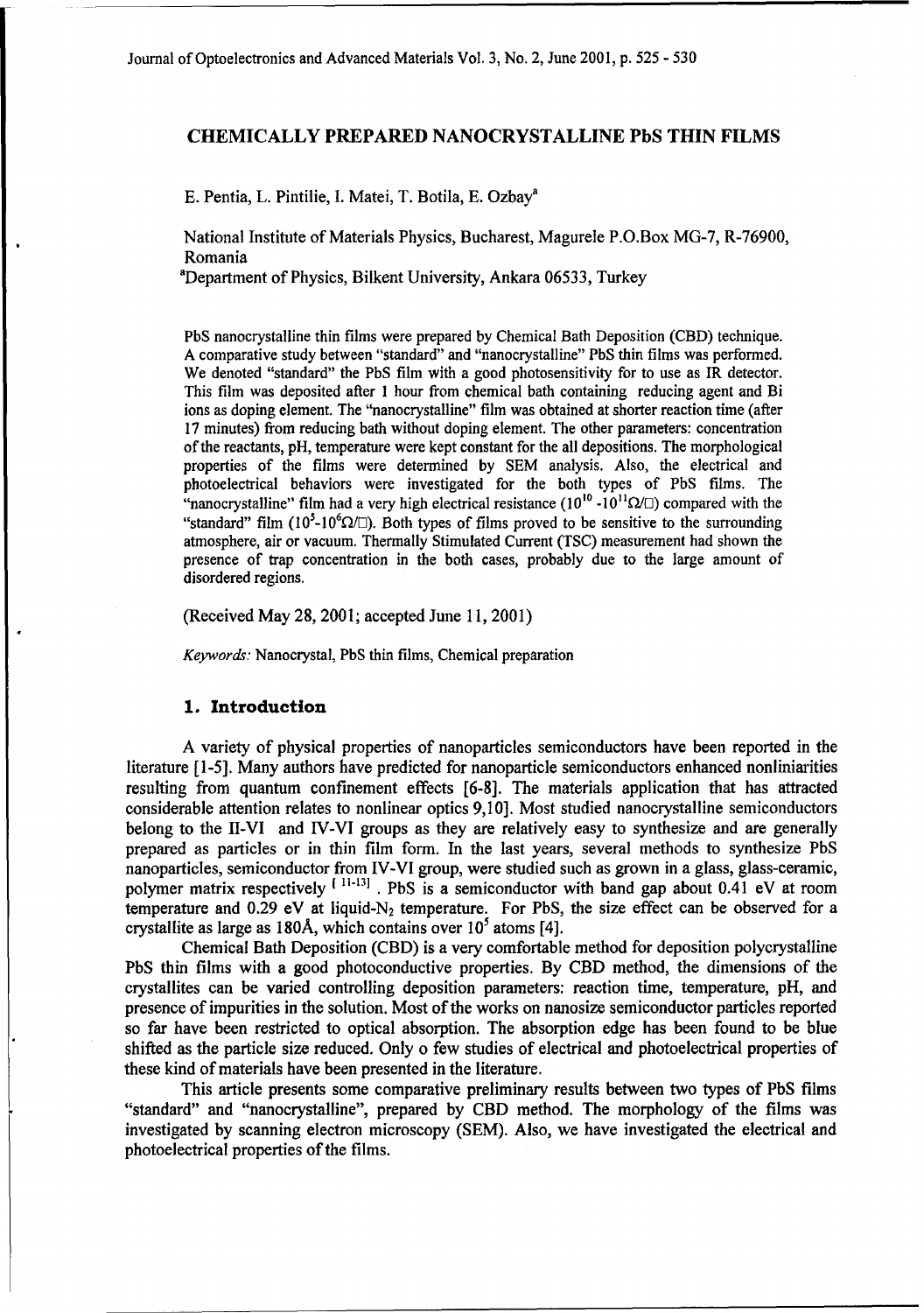# CHEMICALLY PREPARED NANOCRYSTALLINE PbS THIN FILMS

E. Pentia, L. Pintilie, I. Matei, T. Botila, E. Ozbay[a]

National Institute of Materials Physics, Bucharest, Magurele P.O.Box MG-7, R-76900, Romania

[a]Department of Physics, Bilkent University, Ankara 06533, Turkey

PbS nanocrystalline thin films were prepared by Chemical Bath Deposition (CBD) technique. A comparative study between "standard" and "nanocrystalline" PbS thin films was performed. We denoted "standard" the PbS film with a good photosensitivity for to use as IR detector. This film was deposited after 1 hour from chemical bath containing reducing agent and Bi ions as doping element. The "nanocrystalline" film was obtained at shorter reaction time (after 17 minutes) from reducing bath without doping element. The other parameters: concentration of the reactants, pH, temperature were kept constant for the all depositions. The morphological properties of the films were determined by SEM analysis. Also, the electrical and photoelectrical behaviors were investigated for the both types of PbS films. The "nanocrystalline" film had a very high electrical resistance ($10^{10}$ -$10^{11}\Omega/\square$) compared with the "standard" film ($10^{5}$-$10^{6}\Omega/\square$). Both types of films proved to be sensitive to the surrounding atmosphere, air or vacuum. Thermally Stimulated Current (TSC) measurement had shown the presence of trap concentration in the both cases, probably due to the large amount of disordered regions.

(Received May 28, 2001; accepted June 11, 2001)

*Keywords:* Nanocrystal, PbS thin films, Chemical preparation

## 1. Introduction

A variety of physical properties of nanoparticles semiconductors have been reported in the literature [1-5]. Many authors have predicted for nanoparticle semiconductors enhanced nonliniarities resulting from quantum confinement effects [6-8]. The materials application that has attracted considerable attention relates to nonlinear optics 9,10]. Most studied nanocrystalline semiconductors belong to the II-VI and IV-VI groups as they are relatively easy to synthesize and are generally prepared as particles or in thin film form. In the last years, several methods to synthesize PbS nanoparticles, semiconductor from IV-VI group, were studied such as grown in a glass, glass-ceramic, polymer matrix respectively [11-13]. PbS is a semiconductor with band gap about 0.41 eV at room temperature and 0.29 eV at liquid-$N_2$ temperature. For PbS, the size effect can be observed for a crystallite as large as 180Å, which contains over $10^5$ atoms [4].

Chemical Bath Deposition (CBD) is a very comfortable method for deposition polycrystalline PbS thin films with a good photoconductive properties. By CBD method, the dimensions of the crystallites can be varied controlling deposition parameters: reaction time, temperature, pH, and presence of impurities in the solution. Most of the works on nanosize semiconductor particles reported so far have been restricted to optical absorption. The absorption edge has been found to be blue shifted as the particle size reduced. Only o few studies of electrical and photoelectrical properties of these kind of materials have been presented in the literature.

This article presents some comparative preliminary results between two types of PbS films "standard" and "nanocrystalline", prepared by CBD method. The morphology of the films was investigated by scanning electron microscopy (SEM). Also, we have investigated the electrical and photoelectrical properties of the films.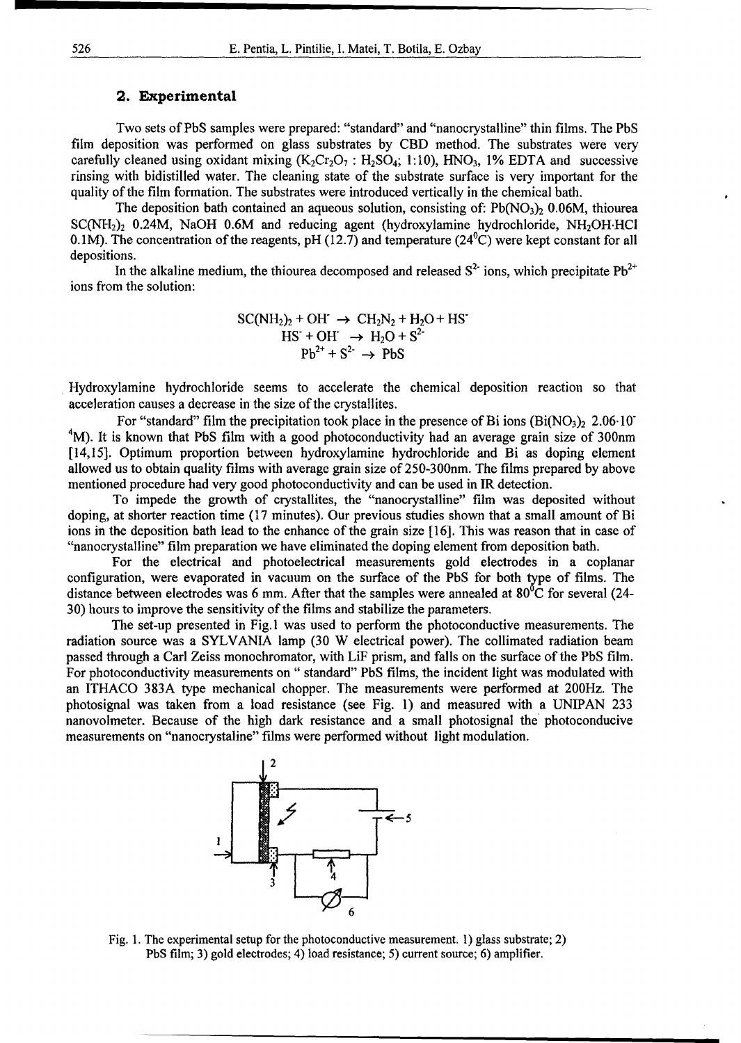## 2. Experimental

Two sets of PbS samples were prepared: "standard" and "nanocrystalline" thin films. The PbS film deposition was performed on glass substrates by CBD method. The substrates were very carefully cleaned using oxidant mixing ($K_2Cr_2O_7$ : $H_2SO_4$; 1:10), $HNO_3$, 1% EDTA and successive rinsing with bidistilled water. The cleaning state of the substrate surface is very important for the quality of the film formation. The substrates were introduced vertically in the chemical bath.

The deposition bath contained an aqueous solution, consisting of: $Pb(NO_3)_2$ 0.06M, thiourea $SC(NH_2)_2$ 0.24M, NaOH 0.6M and reducing agent (hydroxylamine hydrochloride, $NH_2OH{\cdot}HCl$ 0.1M). The concentration of the reagents, pH (12.7) and temperature (24$^0$C) were kept constant for all depositions.

In the alkaline medium, the thiourea decomposed and released $S^{2-}$ ions, which precipitate $Pb^{2+}$ ions from the solution:

$$SC(NH_2)_2 + OH^- \rightarrow CH_2N_2 + H_2O + HS^-$$
$$HS^- + OH^- \rightarrow H_2O + S^{2-}$$
$$Pb^{2+} + S^{2-} \rightarrow PbS$$

Hydroxylamine hydrochloride seems to accelerate the chemical deposition reaction so that acceleration causes a decrease in the size of the crystallites.

For "standard" film the precipitation took place in the presence of Bi ions ($Bi(NO_3)_2$ $2.06{\cdot}10^{-4}$M). It is known that PbS film with a good photoconductivity had an average grain size of 300nm [14,15]. Optimum proportion between hydroxylamine hydrochloride and Bi as doping element allowed us to obtain quality films with average grain size of 250-300nm. The films prepared by above mentioned procedure had very good photoconductivity and can be used in IR detection.

To impede the growth of crystallites, the "nanocrystalline" film was deposited without doping, at shorter reaction time (17 minutes). Our previous studies shown that a small amount of Bi ions in the deposition bath lead to the enhance of the grain size [16]. This was reason that in case of "nanocrystalline" film preparation we have eliminated the doping element from deposition bath.

For the electrical and photoelectrical measurements gold electrodes in a coplanar configuration, were evaporated in vacuum on the surface of the PbS for both type of films. The distance between electrodes was 6 mm. After that the samples were annealed at 80$^0$C for several (24-30) hours to improve the sensitivity of the films and stabilize the parameters.

The set-up presented in Fig.1 was used to perform the photoconductive measurements. The radiation source was a SYLVANIA lamp (30 W electrical power). The collimated radiation beam passed through a Carl Zeiss monochromator, with LiF prism, and falls on the surface of the PbS film. For photoconductivity measurements on " standard" PbS films, the incident light was modulated with an ITHACO 383A type mechanical chopper. The measurements were performed at 200Hz. The photosignal was taken from a load resistance (see Fig. 1) and measured with a UNIPAN 233 nanovolmeter. Because of the high dark resistance and a small photosignal the photoconducive measurements on "nanocrystaline" films were performed without light modulation.

Fig. 1. The experimental setup for the photoconductive measurement. 1) glass substrate; 2) PbS film; 3) gold electrodes; 4) load resistance; 5) current source; 6) amplifier.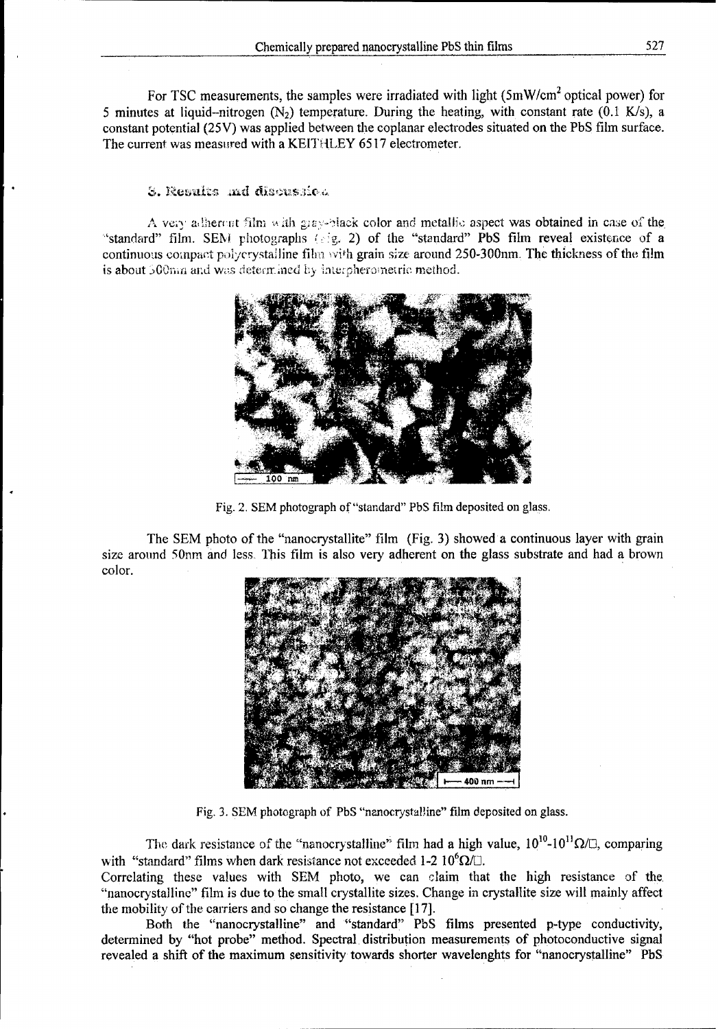For TSC measurements, the samples were irradiated with light (5mW/cm$^2$ optical power) for 5 minutes at liquid–nitrogen ($N_2$) temperature. During the heating, with constant rate (0.1 K/s), a constant potential (25V) was applied between the coplanar electrodes situated on the PbS film surface. The current was measured with a KEITHLEY 6517 electrometer.

## 3. Results and discussion

A very adherent film with gray-black color and metallic aspect was obtained in case of the "standard" film. SEM photographs (Fig. 2) of the "standard" PbS film reveal existence of a continuous compact polycrystalline film with grain size around 250-300nm. The thickness of the film is about 500nm and was determined by interpherometric method.

Fig. 2. SEM photograph of "standard" PbS film deposited on glass.

The SEM photo of the "nanocrystallite" film (Fig. 3) showed a continuous layer with grain size around 50nm and less. This film is also very adherent on the glass substrate and had a brown color.

Fig. 3. SEM photograph of PbS "nanocrystalline" film deposited on glass.

The dark resistance of the "nanocrystalline" film had a high value, $10^{10}$-$10^{11}\Omega/\square$, comparing with "standard" films when dark resistance not exceeded 1-2 $10^{6}\Omega/\square$.

Correlating these values with SEM photo, we can claim that the high resistance of the "nanocrystalline" film is due to the small crystallite sizes. Change in crystallite size will mainly affect the mobility of the carriers and so change the resistance [17].

Both the "nanocrystalline" and "standard" PbS films presented p-type conductivity, determined by "hot probe" method. Spectral distribution measurements of photoconductive signal revealed a shift of the maximum sensitivity towards shorter wavelenghts for "nanocrystalline" PbS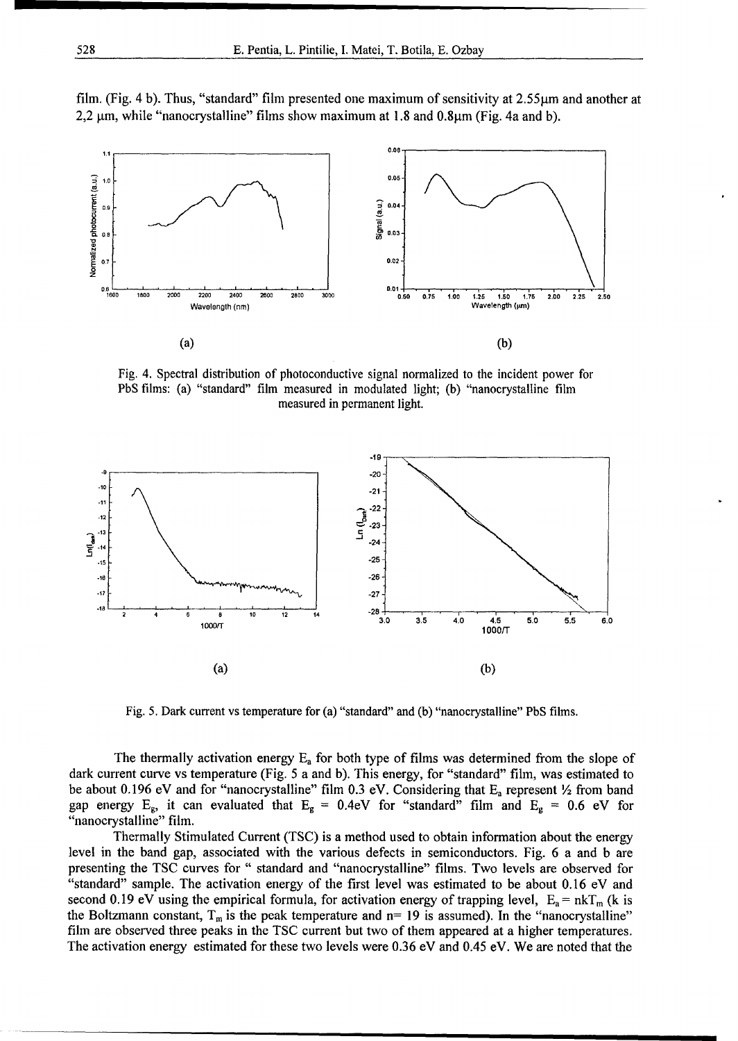film. (Fig. 4 b). Thus, "standard" film presented one maximum of sensitivity at 2.55μm and another at 2,2 μm, while "nanocrystalline" films show maximum at 1.8 and 0.8μm (Fig. 4a and b).

(a) (b)

Fig. 4. Spectral distribution of photoconductive signal normalized to the incident power for PbS films: (a) "standard" film measured in modulated light; (b) "nanocrystalline film measured in permanent light.

(a) (b)

Fig. 5. Dark current vs temperature for (a) "standard" and (b) "nanocrystalline" PbS films.

The thermally activation energy $E_a$ for both type of films was determined from the slope of dark current curve vs temperature (Fig. 5 a and b). This energy, for "standard" film, was estimated to be about 0.196 eV and for "nanocrystalline" film 0.3 eV. Considering that $E_a$ represent ½ from band gap energy $E_g$, it can evaluated that $E_g$ = 0.4eV for "standard" film and $E_g$ = 0.6 eV for "nanocrystalline" film.

Thermally Stimulated Current (TSC) is a method used to obtain information about the energy level in the band gap, associated with the various defects in semiconductors. Fig. 6 a and b are presenting the TSC curves for " standard and "nanocrystalline" films. Two levels are observed for "standard" sample. The activation energy of the first level was estimated to be about 0.16 eV and second 0.19 eV using the empirical formula, for activation energy of trapping level, $E_a = nkT_m$ (k is the Boltzmann constant, $T_m$ is the peak temperature and n= 19 is assumed). In the "nanocrystalline" film are observed three peaks in the TSC current but two of them appeared at a higher temperatures. The activation energy estimated for these two levels were 0.36 eV and 0.45 eV. We are noted that the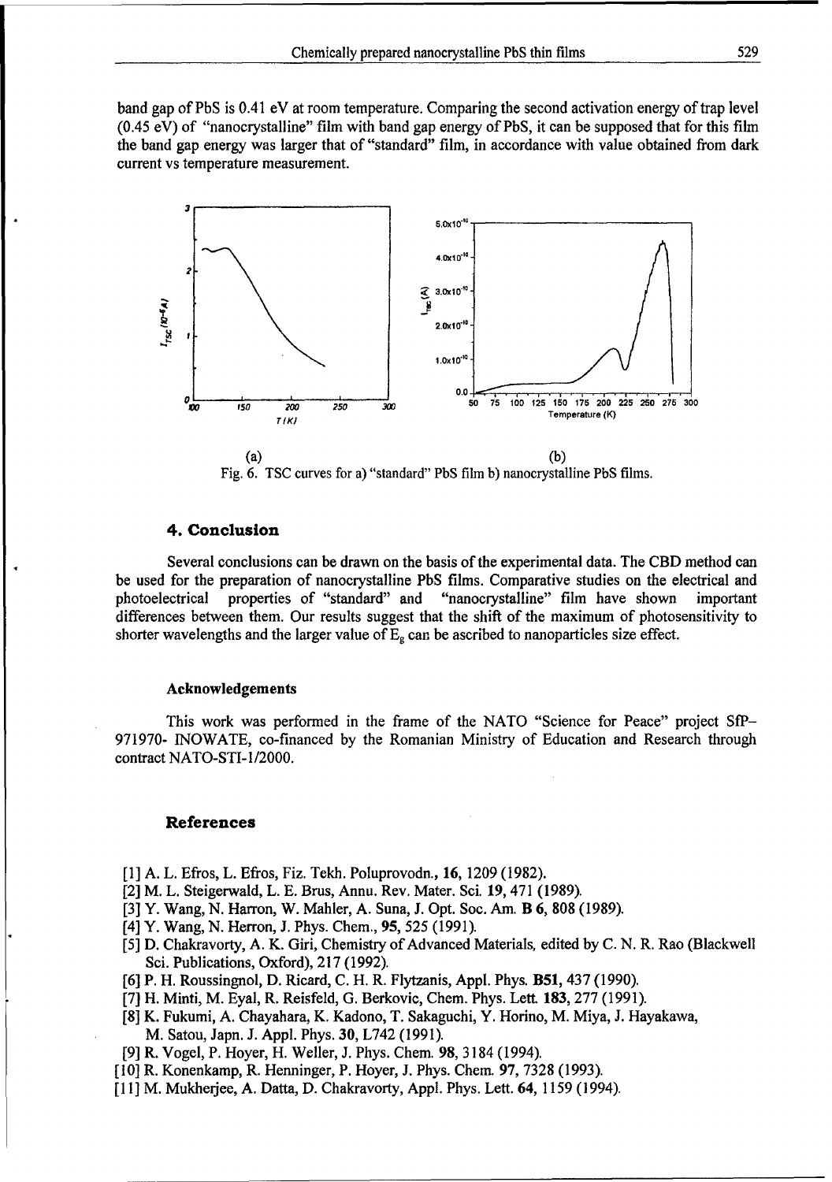band gap of PbS is 0.41 eV at room temperature. Comparing the second activation energy of trap level (0.45 eV) of "nanocrystalline" film with band gap energy of PbS, it can be supposed that for this film the band gap energy was larger that of "standard" film, in accordance with value obtained from dark current vs temperature measurement.

(a) (b)

Fig. 6. TSC curves for a) "standard" PbS film b) nanocrystalline PbS films.

## 4. Conclusion

Several conclusions can be drawn on the basis of the experimental data. The CBD method can be used for the preparation of nanocrystalline PbS films. Comparative studies on the electrical and photoelectrical properties of "standard" and "nanocrystalline" film have shown important differences between them. Our results suggest that the shift of the maximum of photosensitivity to shorter wavelengths and the larger value of $E_g$ can be ascribed to nanoparticles size effect.

### Acknowledgements

This work was performed in the frame of the NATO "Science for Peace" project SfP–971970- INOWATE, co-financed by the Romanian Ministry of Education and Research through contract NATO-STI-1/2000.

## References

[1] A. L. Efros, L. Efros, Fiz. Tekh. Poluprovodn., **16**, 1209 (1982).
[2] M. L. Steigerwald, L. E. Brus, Annu. Rev. Mater. Sci. **19**, 471 (1989).
[3] Y. Wang, N. Harron, W. Mahler, A. Suna, J. Opt. Soc. Am. **B 6**, 808 (1989).
[4] Y. Wang, N. Herron, J. Phys. Chem., **95**, 525 (1991).
[5] D. Chakravorty, A. K. Giri, Chemistry of Advanced Materials, edited by C. N. R. Rao (Blackwell Sci. Publications, Oxford), 217 (1992).
[6] P. H. Roussingnol, D. Ricard, C. H. R. Flytzanis, Appl. Phys. **B51**, 437 (1990).
[7] H. Minti, M. Eyal, R. Reisfeld, G. Berkovic, Chem. Phys. Lett. **183**, 277 (1991).
[8] K. Fukumi, A. Chayahara, K. Kadono, T. Sakaguchi, Y. Horino, M. Miya, J. Hayakawa, M. Satou, Japn. J. Appl. Phys. **30**, L742 (1991).
[9] R. Vogel, P. Hoyer, H. Weller, J. Phys. Chem. **98**, 3184 (1994).
[10] R. Konenkamp, R. Henninger, P. Hoyer, J. Phys. Chem. **97**, 7328 (1993).
[11] M. Mukherjee, A. Datta, D. Chakravorty, Appl. Phys. Lett. **64**, 1159 (1994).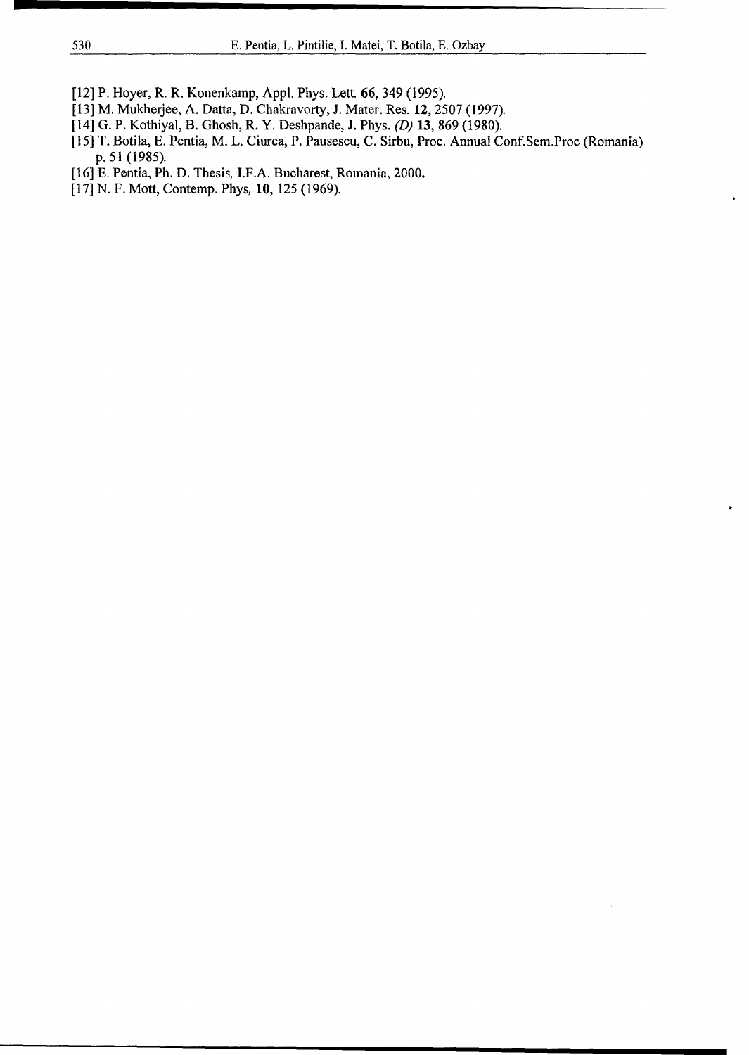[12] P. Hoyer, R. R. Konenkamp, Appl. Phys. Lett. **66**, 349 (1995).

[13] M. Mukherjee, A. Datta, D. Chakravorty, J. Mater. Res. **12**, 2507 (1997).

[14] G. P. Kothiyal, B. Ghosh, R. Y. Deshpande, J. Phys. *(D)* **13**, 869 (1980).

[15] T. Botila, E. Pentia, M. L. Ciurea, P. Pausescu, C. Sirbu, Proc. Annual Conf.Sem.Proc (Romania) p. 51 (1985).

[16] E. Pentia, Ph. D. Thesis, I.F.A. Bucharest, Romania, 2000.

[17] N. F. Mott, Contemp. Phys, **10**, 125 (1969).